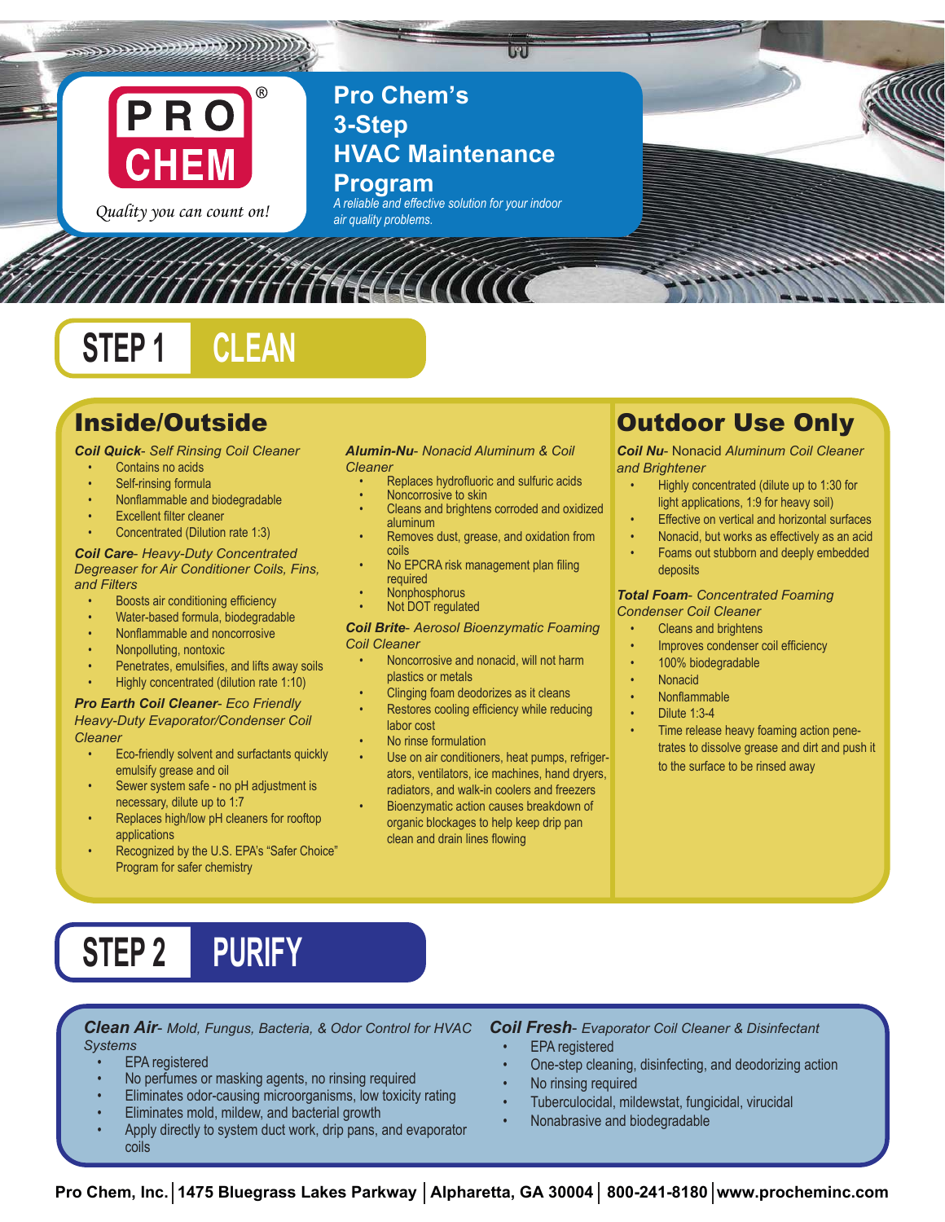# PRO CHEM®

*Quality you can count on!*

## Pro Chem's 3-Step HVAC Maintenance Program

*A reliable and effective solution for your indoor air quality problems.*

## STEP 1 CLEAN

### Inside/Outside

***Coil Quick**- Self Rinsing Coil Cleaner*

- Contains no acids
- Self-rinsing formula
- Nonflammable and biodegradable
- Excellent filter cleaner
- Concentrated (Dilution rate 1:3)

***Coil Care**- Heavy-Duty Concentrated Degreaser for Air Conditioner Coils, Fins, and Filters*

- Boosts air conditioning efficiency
- Water-based formula, biodegradable
- Nonflammable and noncorrosive
- Nonpolluting, nontoxic
- Penetrates, emulsifies, and lifts away soils
- Highly concentrated (dilution rate 1:10)

***Pro Earth Coil Cleaner**- Eco Friendly Heavy-Duty Evaporator/Condenser Coil Cleaner*

- Eco-friendly solvent and surfactants quickly emulsify grease and oil
- Sewer system safe - no pH adjustment is necessary, dilute up to 1:7
- Replaces high/low pH cleaners for rooftop applications
- Recognized by the U.S. EPA's "Safer Choice" Program for safer chemistry

***Alumin-Nu**- Nonacid Aluminum & Coil Cleaner*

- Replaces hydrofluoric and sulfuric acids
- Noncorrosive to skin
- Cleans and brightens corroded and oxidized aluminum
- Removes dust, grease, and oxidation from coils
- No EPCRA risk management plan filing required
- Nonphosphorus
- Not DOT regulated

***Coil Brite**- Aerosol Bioenzymatic Foaming Coil Cleaner*

- Noncorrosive and nonacid, will not harm plastics or metals
- Clinging foam deodorizes as it cleans
- Restores cooling efficiency while reducing labor cost
- No rinse formulation
- Use on air conditioners, heat pumps, refrigerators, ventilators, ice machines, hand dryers, radiators, and walk-in coolers and freezers
- Bioenzymatic action causes breakdown of organic blockages to help keep drip pan clean and drain lines flowing

### Outdoor Use Only

***Coil Nu**- Nonacid Aluminum Coil Cleaner and Brightener*

- Highly concentrated (dilute up to 1:30 for light applications, 1:9 for heavy soil)
- Effective on vertical and horizontal surfaces
- Nonacid, but works as effectively as an acid
- Foams out stubborn and deeply embedded deposits

***Total Foam**- Concentrated Foaming Condenser Coil Cleaner*

- Cleans and brightens
- Improves condenser coil efficiency
- 100% biodegradable
- Nonacid
- Nonflammable
- Dilute 1:3-4
- Time release heavy foaming action penetrates to dissolve grease and dirt and push it to the surface to be rinsed away

## STEP 2 PURIFY

***Clean Air**- Mold, Fungus, Bacteria, & Odor Control for HVAC Systems*

- EPA registered
- No perfumes or masking agents, no rinsing required
- Eliminates odor-causing microorganisms, low toxicity rating
- Eliminates mold, mildew, and bacterial growth
- Apply directly to system duct work, drip pans, and evaporator coils

***Coil Fresh**- Evaporator Coil Cleaner & Disinfectant*

- EPA registered
- One-step cleaning, disinfecting, and deodorizing action
- No rinsing required
- Tuberculocidal, mildewstat, fungicidal, virucidal
- Nonabrasive and biodegradable

Pro Chem, Inc. | 1475 Bluegrass Lakes Parkway | Alpharetta, GA 30004 | 800-241-8180 | www.procheminc.com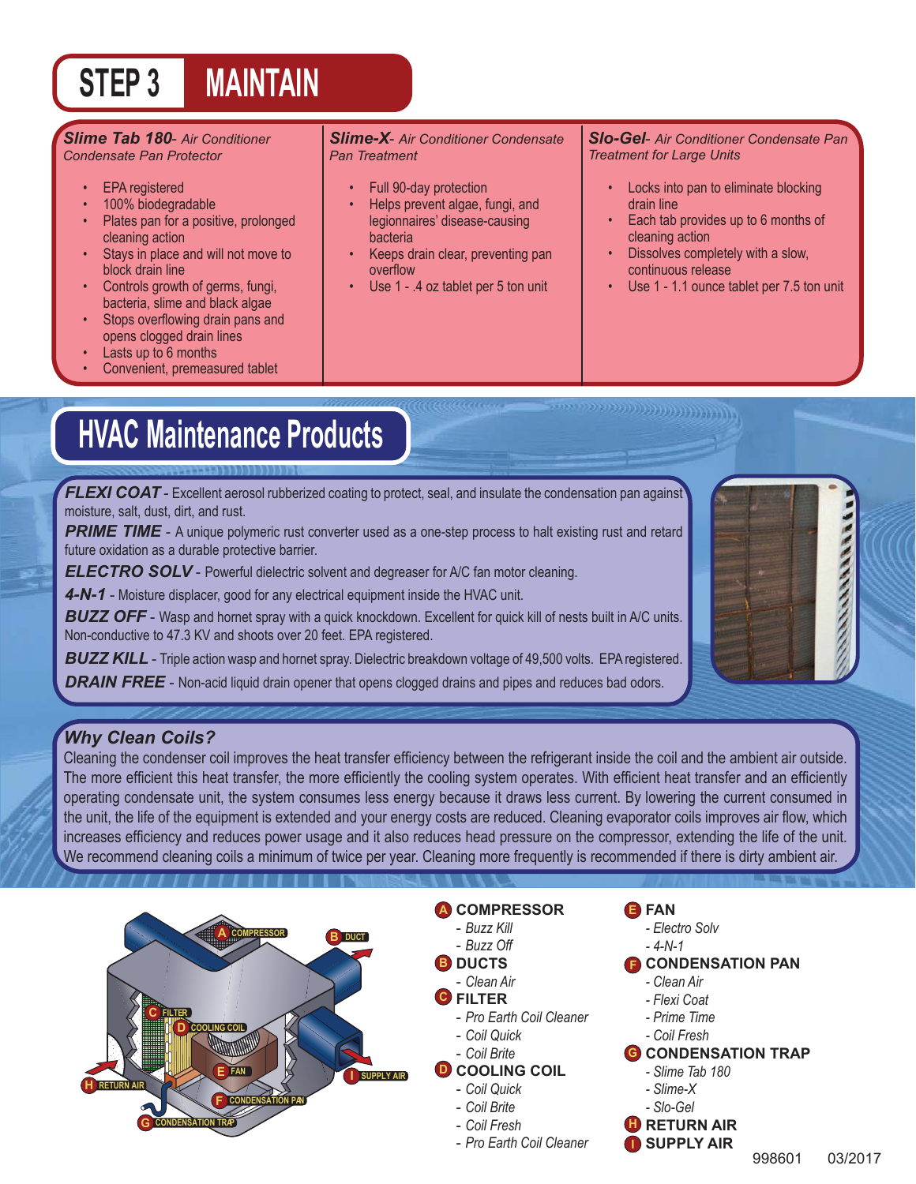# STEP 3 MAINTAIN

***Slime Tab 180*** *- Air Conditioner Condensate Pan Protector*

- EPA registered
- 100% biodegradable
- Plates pan for a positive, prolonged cleaning action
- Stays in place and will not move to block drain line
- Controls growth of germs, fungi, bacteria, slime and black algae
- Stops overflowing drain pans and opens clogged drain lines
- Lasts up to 6 months
- Convenient, premeasured tablet

***Slime-X*** *- Air Conditioner Condensate Pan Treatment*

- Full 90-day protection
- Helps prevent algae, fungi, and legionnaires' disease-causing bacteria
- Keeps drain clear, preventing pan overflow
- Use 1 - .4 oz tablet per 5 ton unit

***Slo-Gel*** *- Air Conditioner Condensate Pan Treatment for Large Units*

- Locks into pan to eliminate blocking drain line
- Each tab provides up to 6 months of cleaning action
- Dissolves completely with a slow, continuous release
- Use 1 - 1.1 ounce tablet per 7.5 ton unit

# HVAC Maintenance Products

***FLEXI COAT*** - Excellent aerosol rubberized coating to protect, seal, and insulate the condensation pan against moisture, salt, dust, dirt, and rust.

***PRIME TIME*** - A unique polymeric rust converter used as a one-step process to halt existing rust and retard future oxidation as a durable protective barrier.

***ELECTRO SOLV*** - Powerful dielectric solvent and degreaser for A/C fan motor cleaning.

***4-N-1*** - Moisture displacer, good for any electrical equipment inside the HVAC unit.

***BUZZ OFF*** - Wasp and hornet spray with a quick knockdown. Excellent for quick kill of nests built in A/C units. Non-conductive to 47.3 KV and shoots over 20 feet. EPA registered.

***BUZZ KILL*** - Triple action wasp and hornet spray. Dielectric breakdown voltage of 49,500 volts. EPA registered.

***DRAIN FREE*** - Non-acid liquid drain opener that opens clogged drains and pipes and reduces bad odors.

## *Why Clean Coils?*

Cleaning the condenser coil improves the heat transfer efficiency between the refrigerant inside the coil and the ambient air outside. The more efficient this heat transfer, the more efficiently the cooling system operates. With efficient heat transfer and an efficiently operating condensate unit, the system consumes less energy because it draws less current. By lowering the current consumed in the unit, the life of the equipment is extended and your energy costs are reduced. Cleaning evaporator coils improves air flow, which increases efficiency and reduces power usage and it also reduces head pressure on the compressor, extending the life of the unit. We recommend cleaning coils a minimum of twice per year. Cleaning more frequently is recommended if there is dirty ambient air.

A COMPRESSOR
B DUCT
C FILTER
D COOLING COIL
E FAN
F CONDENSATION PAN
G CONDENSATION TRAP
H RETURN AIR
I SUPPLY AIR

**A COMPRESSOR**
- *Buzz Kill*
- *Buzz Off*

**B DUCTS**
- *Clean Air*

**C FILTER**
- *Pro Earth Coil Cleaner*
- *Coil Quick*
- *Coil Brite*

**D COOLING COIL**
- *Coil Quick*
- *Coil Brite*
- *Coil Fresh*
- *Pro Earth Coil Cleaner*

**E FAN**
- *Electro Solv*
- *4-N-1*

**F CONDENSATION PAN**
- *Clean Air*
- *Flexi Coat*
- *Prime Time*
- *Coil Fresh*

**G CONDENSATION TRAP**
- *Slime Tab 180*
- *Slime-X*
- *Slo-Gel*

**H RETURN AIR**

**I SUPPLY AIR**

998601 03/2017